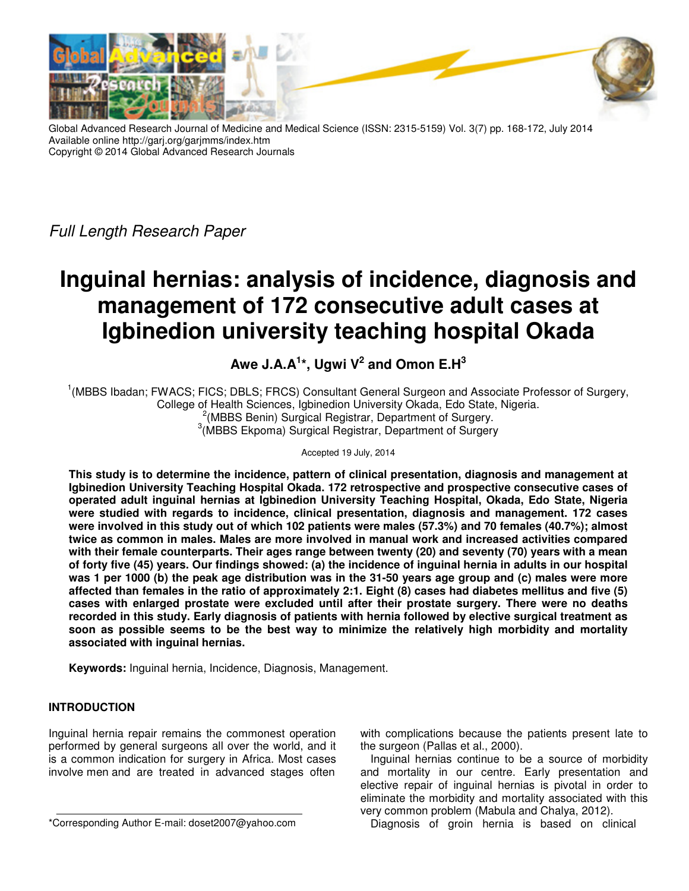Global Advanced Research Journal of Medicine and Medical Science (ISSN: 2315-5159) Vol. 3(7) pp. 168-172, July 2014
Available online http://garj.org/garjmms/index.htm
Copyright © 2014 Global Advanced Research Journals

*Full Length Research Paper*

# Inguinal hernias: analysis of incidence, diagnosis and management of 172 consecutive adult cases at Igbinedion university teaching hospital Okada

**Awe J.A.A[1]*, Ugwi V[2] and Omon E.H[3]**

[1](MBBS Ibadan; FWACS; FICS; DBLS; FRCS) Consultant General Surgeon and Associate Professor of Surgery, College of Health Sciences, Igbinedion University Okada, Edo State, Nigeria.
[2](MBBS Benin) Surgical Registrar, Department of Surgery.
[3](MBBS Ekpoma) Surgical Registrar, Department of Surgery

Accepted 19 July, 2014

**This study is to determine the incidence, pattern of clinical presentation, diagnosis and management at Igbinedion University Teaching Hospital Okada. 172 retrospective and prospective consecutive cases of operated adult inguinal hernias at Igbinedion University Teaching Hospital, Okada, Edo State, Nigeria were studied with regards to incidence, clinical presentation, diagnosis and management. 172 cases were involved in this study out of which 102 patients were males (57.3%) and 70 females (40.7%); almost twice as common in males. Males are more involved in manual work and increased activities compared with their female counterparts. Their ages range between twenty (20) and seventy (70) years with a mean of forty five (45) years. Our findings showed: (a) the incidence of inguinal hernia in adults in our hospital was 1 per 1000 (b) the peak age distribution was in the 31-50 years age group and (c) males were more affected than females in the ratio of approximately 2:1. Eight (8) cases had diabetes mellitus and five (5) cases with enlarged prostate were excluded until after their prostate surgery. There were no deaths recorded in this study. Early diagnosis of patients with hernia followed by elective surgical treatment as soon as possible seems to be the best way to minimize the relatively high morbidity and mortality associated with inguinal hernias.**

**Keywords:** Inguinal hernia, Incidence, Diagnosis, Management.

## INTRODUCTION

Inguinal hernia repair remains the commonest operation performed by general surgeons all over the world, and it is a common indication for surgery in Africa. Most cases involve men and are treated in advanced stages often with complications because the patients present late to the surgeon (Pallas et al., 2000).

Inguinal hernias continue to be a source of morbidity and mortality in our centre. Early presentation and elective repair of inguinal hernias is pivotal in order to eliminate the morbidity and mortality associated with this very common problem (Mabula and Chalya, 2012).

Diagnosis of groin hernia is based on clinical

*Corresponding Author E-mail: doset2007@yahoo.com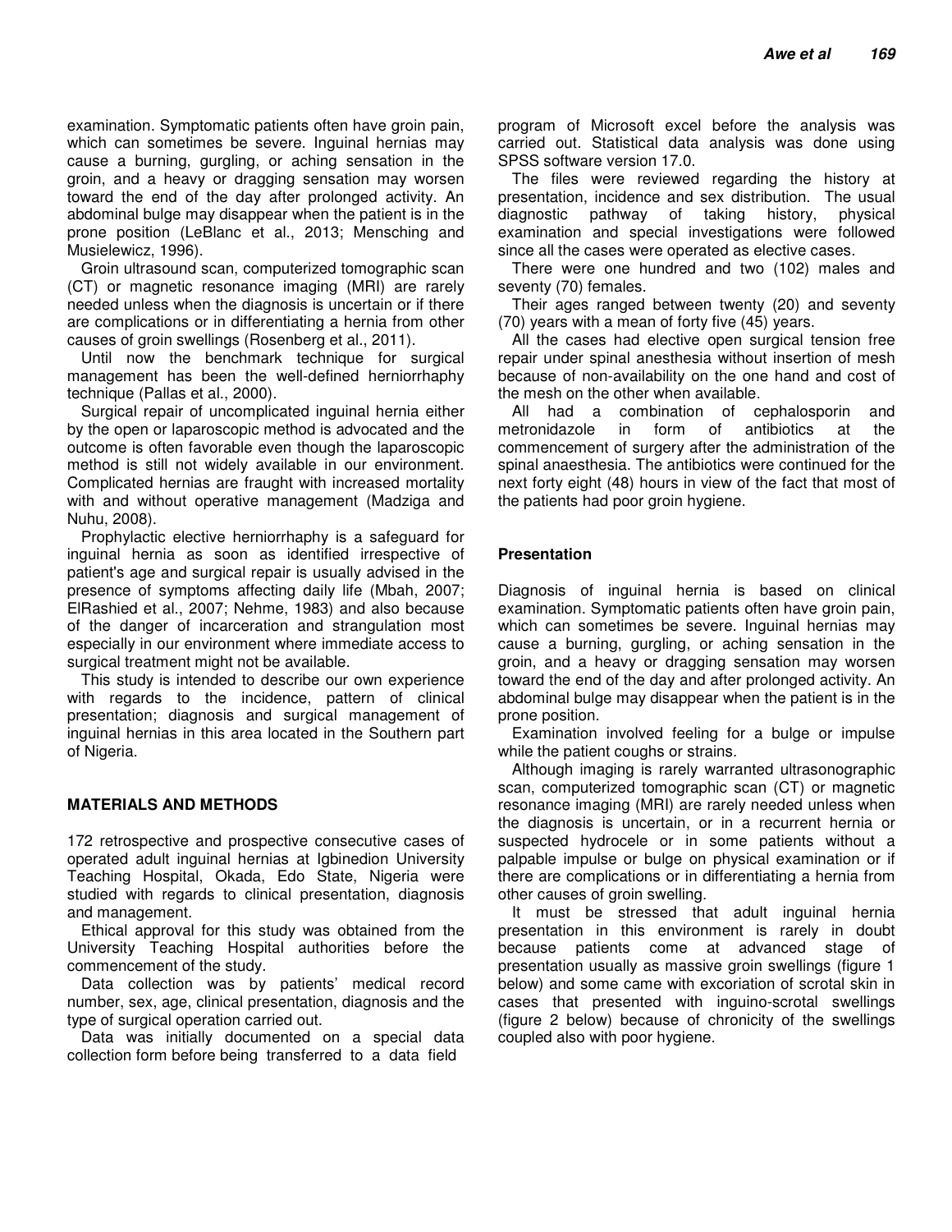examination. Symptomatic patients often have groin pain, which can sometimes be severe. Inguinal hernias may cause a burning, gurgling, or aching sensation in the groin, and a heavy or dragging sensation may worsen toward the end of the day after prolonged activity. An abdominal bulge may disappear when the patient is in the prone position (LeBlanc et al., 2013; Mensching and Musielewicz, 1996).

Groin ultrasound scan, computerized tomographic scan (CT) or magnetic resonance imaging (MRI) are rarely needed unless when the diagnosis is uncertain or if there are complications or in differentiating a hernia from other causes of groin swellings (Rosenberg et al., 2011).

Until now the benchmark technique for surgical management has been the well-defined herniorrhaphy technique (Pallas et al., 2000).

Surgical repair of uncomplicated inguinal hernia either by the open or laparoscopic method is advocated and the outcome is often favorable even though the laparoscopic method is still not widely available in our environment. Complicated hernias are fraught with increased mortality with and without operative management (Madziga and Nuhu, 2008).

Prophylactic elective herniorrhaphy is a safeguard for inguinal hernia as soon as identified irrespective of patient's age and surgical repair is usually advised in the presence of symptoms affecting daily life (Mbah, 2007; ElRashied et al., 2007; Nehme, 1983) and also because of the danger of incarceration and strangulation most especially in our environment where immediate access to surgical treatment might not be available.

This study is intended to describe our own experience with regards to the incidence, pattern of clinical presentation; diagnosis and surgical management of inguinal hernias in this area located in the Southern part of Nigeria.

## MATERIALS AND METHODS

172 retrospective and prospective consecutive cases of operated adult inguinal hernias at Igbinedion University Teaching Hospital, Okada, Edo State, Nigeria were studied with regards to clinical presentation, diagnosis and management.

Ethical approval for this study was obtained from the University Teaching Hospital authorities before the commencement of the study.

Data collection was by patients' medical record number, sex, age, clinical presentation, diagnosis and the type of surgical operation carried out.

Data was initially documented on a special data collection form before being transferred to a data field program of Microsoft excel before the analysis was carried out. Statistical data analysis was done using SPSS software version 17.0.

The files were reviewed regarding the history at presentation, incidence and sex distribution. The usual diagnostic pathway of taking history, physical examination and special investigations were followed since all the cases were operated as elective cases.

There were one hundred and two (102) males and seventy (70) females.

Their ages ranged between twenty (20) and seventy (70) years with a mean of forty five (45) years.

All the cases had elective open surgical tension free repair under spinal anesthesia without insertion of mesh because of non-availability on the one hand and cost of the mesh on the other when available.

All had a combination of cephalosporin and metronidazole in form of antibiotics at the commencement of surgery after the administration of the spinal anaesthesia. The antibiotics were continued for the next forty eight (48) hours in view of the fact that most of the patients had poor groin hygiene.

### Presentation

Diagnosis of inguinal hernia is based on clinical examination. Symptomatic patients often have groin pain, which can sometimes be severe. Inguinal hernias may cause a burning, gurgling, or aching sensation in the groin, and a heavy or dragging sensation may worsen toward the end of the day and after prolonged activity. An abdominal bulge may disappear when the patient is in the prone position.

Examination involved feeling for a bulge or impulse while the patient coughs or strains.

Although imaging is rarely warranted ultrasonographic scan, computerized tomographic scan (CT) or magnetic resonance imaging (MRI) are rarely needed unless when the diagnosis is uncertain, or in a recurrent hernia or suspected hydrocele or in some patients without a palpable impulse or bulge on physical examination or if there are complications or in differentiating a hernia from other causes of groin swelling.

It must be stressed that adult inguinal hernia presentation in this environment is rarely in doubt because patients come at advanced stage of presentation usually as massive groin swellings (figure 1 below) and some came with excoriation of scrotal skin in cases that presented with inguino-scrotal swellings (figure 2 below) because of chronicity of the swellings coupled also with poor hygiene.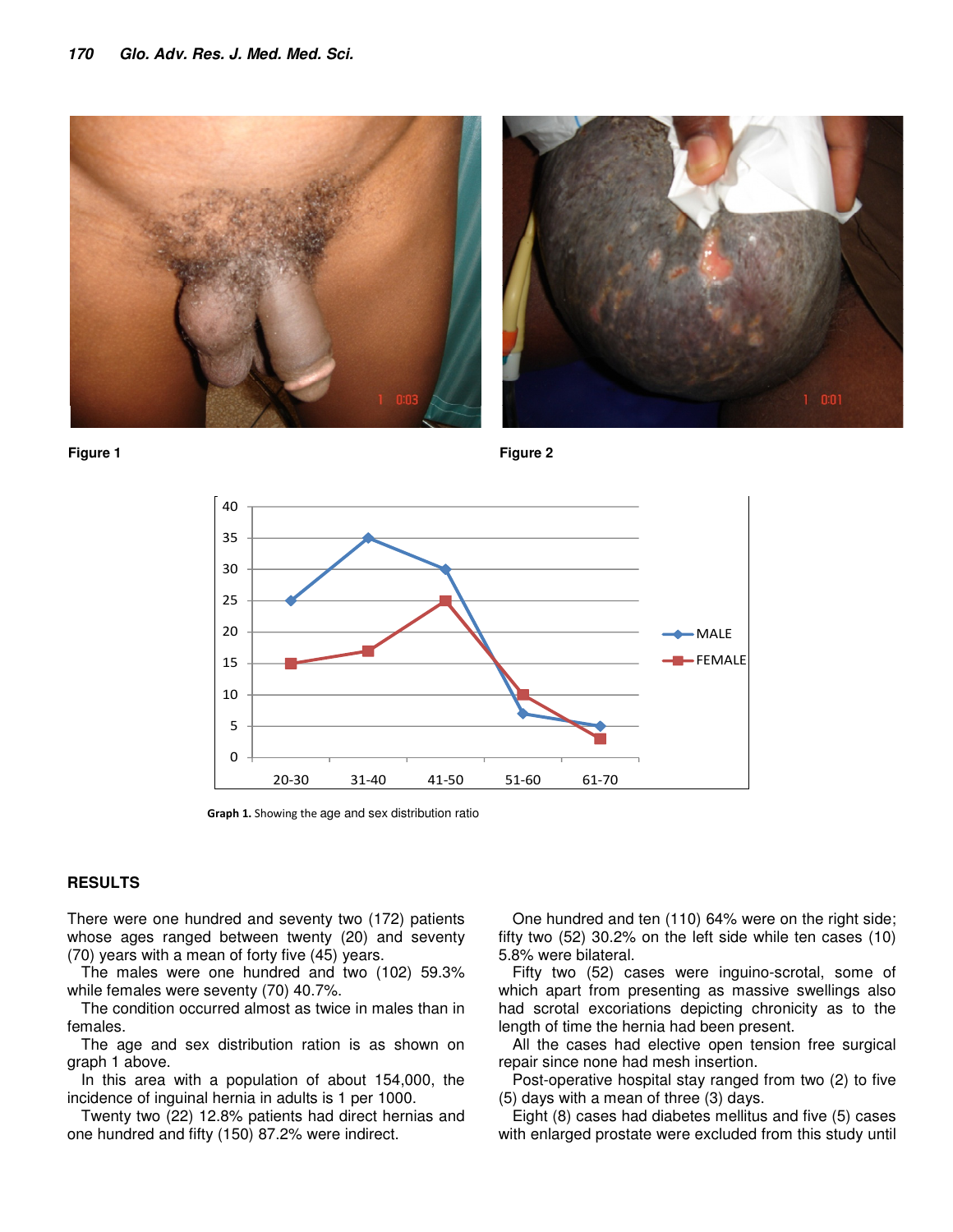Figure 1

Figure 2

Graph 1. Showing the age and sex distribution ratio

## RESULTS

There were one hundred and seventy two (172) patients whose ages ranged between twenty (20) and seventy (70) years with a mean of forty five (45) years.

The males were one hundred and two (102) 59.3% while females were seventy (70) 40.7%.

The condition occurred almost as twice in males than in females.

The age and sex distribution ration is as shown on graph 1 above.

In this area with a population of about 154,000, the incidence of inguinal hernia in adults is 1 per 1000.

Twenty two (22) 12.8% patients had direct hernias and one hundred and fifty (150) 87.2% were indirect.

One hundred and ten (110) 64% were on the right side; fifty two (52) 30.2% on the left side while ten cases (10) 5.8% were bilateral.

Fifty two (52) cases were inguino-scrotal, some of which apart from presenting as massive swellings also had scrotal excoriations depicting chronicity as to the length of time the hernia had been present.

All the cases had elective open tension free surgical repair since none had mesh insertion.

Post-operative hospital stay ranged from two (2) to five (5) days with a mean of three (3) days.

Eight (8) cases had diabetes mellitus and five (5) cases with enlarged prostate were excluded from this study until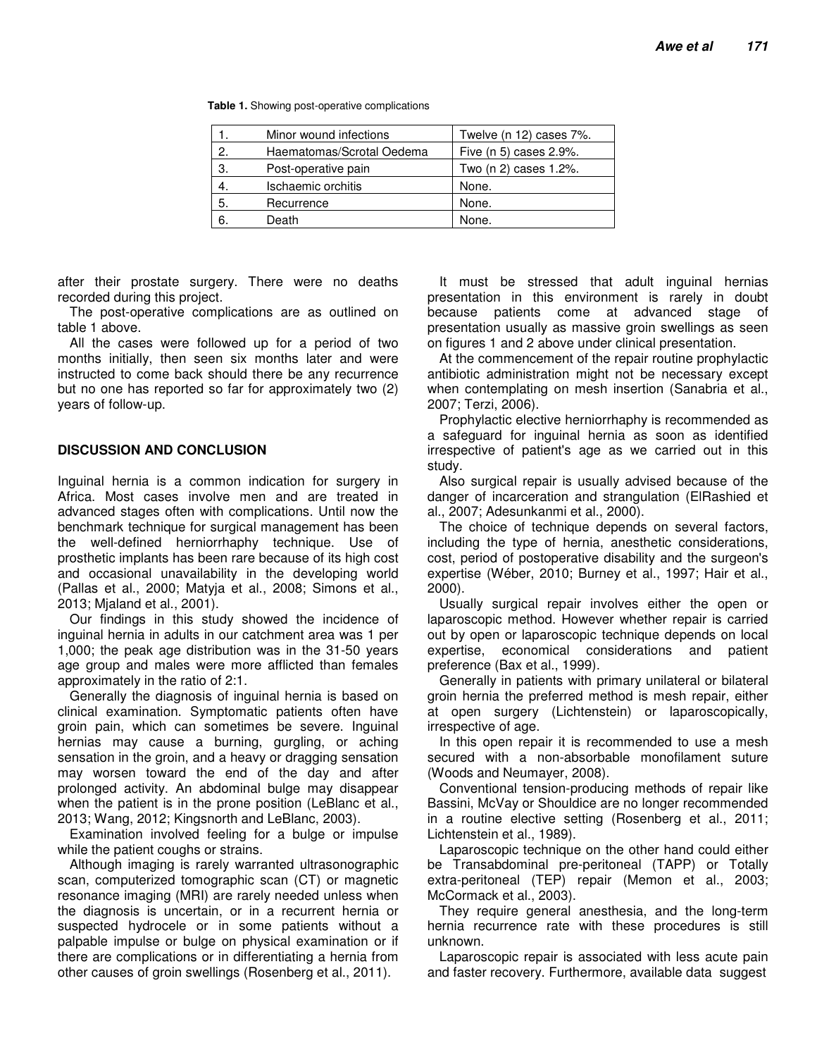**Table 1.** Showing post-operative complications

| | | |
|---|---|---|
| 1. | Minor wound infections | Twelve (n 12) cases 7%. |
| 2. | Haematomas/Scrotal Oedema | Five (n 5) cases 2.9%. |
| 3. | Post-operative pain | Two (n 2) cases 1.2%. |
| 4. | Ischaemic orchitis | None. |
| 5. | Recurrence | None. |
| 6. | Death | None. |

after their prostate surgery. There were no deaths recorded during this project.

The post-operative complications are as outlined on table 1 above.

All the cases were followed up for a period of two months initially, then seen six months later and were instructed to come back should there be any recurrence but no one has reported so far for approximately two (2) years of follow-up.

## DISCUSSION AND CONCLUSION

Inguinal hernia is a common indication for surgery in Africa. Most cases involve men and are treated in advanced stages often with complications. Until now the benchmark technique for surgical management has been the well-defined herniorrhaphy technique. Use of prosthetic implants has been rare because of its high cost and occasional unavailability in the developing world (Pallas et al., 2000; Matyja et al., 2008; Simons et al., 2013; Mjaland et al., 2001).

Our findings in this study showed the incidence of inguinal hernia in adults in our catchment area was 1 per 1,000; the peak age distribution was in the 31-50 years age group and males were more afflicted than females approximately in the ratio of 2:1.

Generally the diagnosis of inguinal hernia is based on clinical examination. Symptomatic patients often have groin pain, which can sometimes be severe. Inguinal hernias may cause a burning, gurgling, or aching sensation in the groin, and a heavy or dragging sensation may worsen toward the end of the day and after prolonged activity. An abdominal bulge may disappear when the patient is in the prone position (LeBlanc et al., 2013; Wang, 2012; Kingsnorth and LeBlanc, 2003).

Examination involved feeling for a bulge or impulse while the patient coughs or strains.

Although imaging is rarely warranted ultrasonographic scan, computerized tomographic scan (CT) or magnetic resonance imaging (MRI) are rarely needed unless when the diagnosis is uncertain, or in a recurrent hernia or suspected hydrocele or in some patients without a palpable impulse or bulge on physical examination or if there are complications or in differentiating a hernia from other causes of groin swellings (Rosenberg et al., 2011).

It must be stressed that adult inguinal hernias presentation in this environment is rarely in doubt because patients come at advanced stage of presentation usually as massive groin swellings as seen on figures 1 and 2 above under clinical presentation.

At the commencement of the repair routine prophylactic antibiotic administration might not be necessary except when contemplating on mesh insertion (Sanabria et al., 2007; Terzi, 2006).

Prophylactic elective herniorrhaphy is recommended as a safeguard for inguinal hernia as soon as identified irrespective of patient's age as we carried out in this study.

Also surgical repair is usually advised because of the danger of incarceration and strangulation (ElRashied et al., 2007; Adesunkanmi et al., 2000).

The choice of technique depends on several factors, including the type of hernia, anesthetic considerations, cost, period of postoperative disability and the surgeon's expertise (Wéber, 2010; Burney et al., 1997; Hair et al., 2000).

Usually surgical repair involves either the open or laparoscopic method. However whether repair is carried out by open or laparoscopic technique depends on local expertise, economical considerations and patient preference (Bax et al., 1999).

Generally in patients with primary unilateral or bilateral groin hernia the preferred method is mesh repair, either at open surgery (Lichtenstein) or laparoscopically, irrespective of age.

In this open repair it is recommended to use a mesh secured with a non-absorbable monofilament suture (Woods and Neumayer, 2008).

Conventional tension-producing methods of repair like Bassini, McVay or Shouldice are no longer recommended in a routine elective setting (Rosenberg et al., 2011; Lichtenstein et al., 1989).

Laparoscopic technique on the other hand could either be Transabdominal pre-peritoneal (TAPP) or Totally extra-peritoneal (TEP) repair (Memon et al., 2003; McCormack et al., 2003).

They require general anesthesia, and the long-term hernia recurrence rate with these procedures is still unknown.

Laparoscopic repair is associated with less acute pain and faster recovery. Furthermore, available data suggest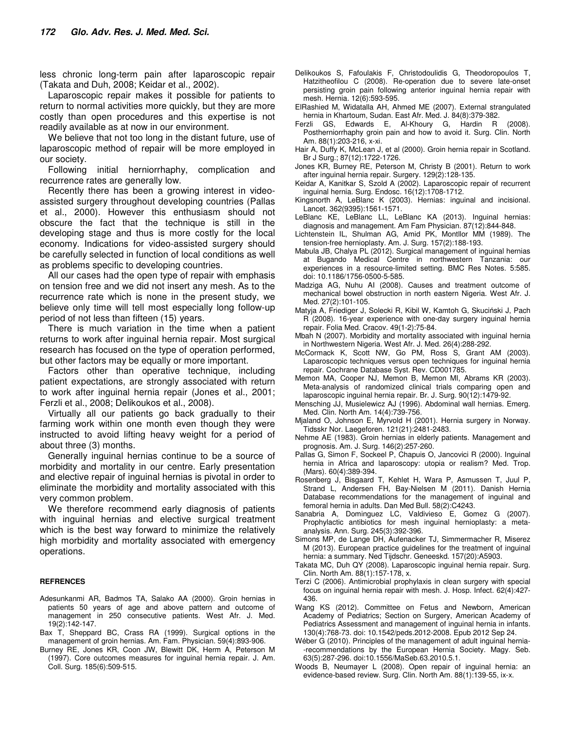less chronic long-term pain after laparoscopic repair (Takata and Duh, 2008; Keidar et al., 2002).

Laparoscopic repair makes it possible for patients to return to normal activities more quickly, but they are more costly than open procedures and this expertise is not readily available as at now in our environment.

We believe that not too long in the distant future, use of laparoscopic method of repair will be more employed in our society.

Following initial herniorrhaphy, complication and recurrence rates are generally low.

Recently there has been a growing interest in video-assisted surgery throughout developing countries (Pallas et al., 2000). However this enthusiasm should not obscure the fact that the technique is still in the developing stage and thus is more costly for the local economy. Indications for video-assisted surgery should be carefully selected in function of local conditions as well as problems specific to developing countries.

All our cases had the open type of repair with emphasis on tension free and we did not insert any mesh. As to the recurrence rate which is none in the present study, we believe only time will tell most especially long follow-up period of not less than fifteen (15) years.

There is much variation in the time when a patient returns to work after inguinal hernia repair. Most surgical research has focused on the type of operation performed, but other factors may be equally or more important.

Factors other than operative technique, including patient expectations, are strongly associated with return to work after inguinal hernia repair (Jones et al., 2001; Ferzli et al., 2008; Delikoukos et al., 2008).

Virtually all our patients go back gradually to their farming work within one month even though they were instructed to avoid lifting heavy weight for a period of about three (3) months.

Generally inguinal hernias continue to be a source of morbidity and mortality in our centre. Early presentation and elective repair of inguinal hernias is pivotal in order to eliminate the morbidity and mortality associated with this very common problem.

We therefore recommend early diagnosis of patients with inguinal hernias and elective surgical treatment which is the best way forward to minimize the relatively high morbidity and mortality associated with emergency operations.

## REFRENCES

Adesunkanmi AR, Badmos TA, Salako AA (2000). Groin hernias in patients 50 years of age and above pattern and outcome of management in 250 consecutive patients. West Afr. J. Med. 19(2):142-147.

Bax T, Sheppard BC, Crass RA (1999). Surgical options in the management of groin hernias. Am. Fam. Physician. 59(4):893-906.

Burney RE, Jones KR, Coon JW, Blewitt DK, Herm A, Peterson M (1997). Core outcomes measures for inguinal hernia repair. J. Am. Coll. Surg. 185(6):509-515.

Delikoukos S, Fafoulakis F, Christodoulidis G, Theodoropoulos T, Hatzitheofilou C (2008). Re-operation due to severe late-onset persisting groin pain following anterior inguinal hernia repair with mesh. Hernia. 12(6):593-595.

ElRashied M, Widatalla AH, Ahmed ME (2007). External strangulated hernia in Khartoum, Sudan. East Afr. Med. J. 84(8):379-382.

Ferzli GS, Edwards E, Al-Khoury G, Hardin R (2008). Postherniorrhaphy groin pain and how to avoid it. Surg. Clin. North Am. 88(1):203-216, x-xi.

Hair A, Duffy K, McLean J, et al (2000). Groin hernia repair in Scotland. Br J Surg.; 87(12):1722-1726.

Jones KR, Burney RE, Peterson M, Christy B (2001). Return to work after inguinal hernia repair. Surgery. 129(2):128-135.

Keidar A, Kanitkar S, Szold A (2002). Laparoscopic repair of recurrent inguinal hernia. Surg. Endosc. 16(12):1708-1712.

Kingsnorth A, LeBlanc K (2003). Hernias: inguinal and incisional. Lancet. 362(9395):1561-1571.

LeBlanc KE, LeBlanc LL, LeBlanc KA (2013). Inguinal hernias: diagnosis and management. Am Fam Physician. 87(12):844-848.

Lichtenstein IL, Shulman AG, Amid PK, Montllor MM (1989). The tension-free hernioplasty. Am. J. Surg. 157(2):188-193.

Mabula JB, Chalya PL (2012). Surgical management of inguinal hernias at Bugando Medical Centre in northwestern Tanzania: our experiences in a resource-limited setting. BMC Res Notes. 5:585. doi: 10.1186/1756-0500-5-585.

Madziga AG, Nuhu AI (2008). Causes and treatment outcome of mechanical bowel obstruction in north eastern Nigeria. West Afr. J. Med. 27(2):101-105.

Matyja A, Friediger J, Solecki R, Kibil W, Kamtoh G, Skuciński J, Pach R (2008). 16-year experience with one-day surgery inguinal hernia repair. Folia Med. Cracov. 49(1-2):75-84.

Mbah N (2007). Morbidity and mortality associated with inguinal hernia in Northwestern Nigeria. West Afr. J. Med. 26(4):288-292.

McCormack K, Scott NW, Go PM, Ross S, Grant AM (2003). Laparoscopic techniques versus open techniques for inguinal hernia repair. Cochrane Database Syst. Rev. CD001785.

Memon MA, Cooper NJ, Memon B, Memon MI, Abrams KR (2003). Meta-analysis of randomized clinical trials comparing open and laparoscopic inguinal hernia repair. Br. J. Surg. 90(12):1479-92.

Mensching JJ, Musielewicz AJ (1996). Abdominal wall hernias. Emerg. Med. Clin. North Am. 14(4):739-756.

Mjaland O, Johnson E, Myrvold H (2001). Hernia surgery in Norway. Tidsskr Nor. Laegeforen. 121(21):2481-2483.

Nehme AE (1983). Groin hernias in elderly patients. Management and prognosis. Am. J. Surg. 146(2):257-260.

Pallas G, Simon F, Sockeel P, Chapuis O, Jancovici R (2000). Inguinal hernia in Africa and laparoscopy: utopia or realism? Med. Trop. (Mars). 60(4):389-394.

Rosenberg J, Bisgaard T, Kehlet H, Wara P, Asmussen T, Juul P, Strand L, Andersen FH, Bay-Nielsen M (2011). Danish Hernia Database recommendations for the management of inguinal and femoral hernia in adults. Dan Med Bull. 58(2):C4243.

Sanabria A, Dominguez LC, Valdivieso E, Gomez G (2007). Prophylactic antibiotics for mesh inguinal hernioplasty: a meta-analysis. Ann. Surg. 245(3):392-396.

Simons MP, de Lange DH, Aufenacker TJ, Simmermacher R, Miserez M (2013). European practice guidelines for the treatment of inguinal hernia: a summary. Ned Tijdschr. Geneeskd. 157(20):A5903.

Takata MC, Duh QY (2008). Laparoscopic inguinal hernia repair. Surg. Clin. North Am. 88(1):157-178, x.

Terzi C (2006). Antimicrobial prophylaxis in clean surgery with special focus on inguinal hernia repair with mesh. J. Hosp. Infect. 62(4):427-436.

Wang KS (2012). Committee on Fetus and Newborn, American Academy of Pediatrics; Section on Surgery, American Academy of Pediatrics Assessment and management of inguinal hernia in infants. 130(4):768-73. doi: 10.1542/peds.2012-2008. Epub 2012 Sep 24.

Wéber G (2010). Principles of the management of adult inguinal hernia--recommendations by the European Hernia Society. Magy. Seb. 63(5):287-296. doi:10.1556/MaSeb.63.2010.5.1.

Woods B, Neumayer L (2008). Open repair of inguinal hernia: an evidence-based review. Surg. Clin. North Am. 88(1):139-55, ix-x.